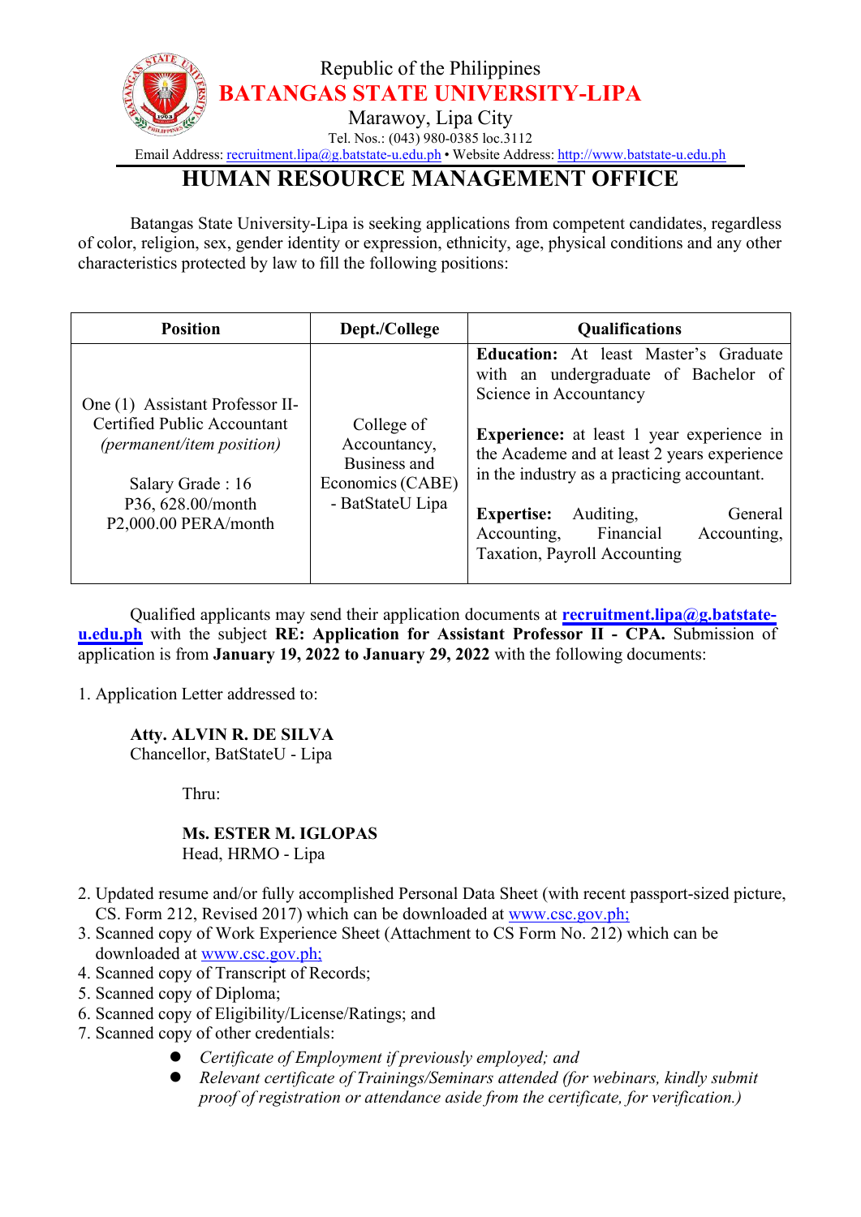Republic of the Philippines

**BATANGAS STATE UNIVERSITY-LIPA**

Marawoy, Lipa City

Tel. Nos.: (043) 980-0385 loc.3112

Email Address: recruitment.lipa@g.batstate-u.edu.ph • Website Address: http://www.batstate-u.edu.ph

# HUMAN RESOURCE MANAGEMENT OFFICE

Batangas State University-Lipa is seeking applications from competent candidates, regardless of color, religion, sex, gender identity or expression, ethnicity, age, physical conditions and any other characteristics protected by law to fill the following positions:

| Position | Dept./College | Qualifications |
|---|---|---|
| One (1) Assistant Professor II-Certified Public Accountant *(permanent/item position)*<br><br>Salary Grade : 16<br>P36, 628.00/month<br>P2,000.00 PERA/month | College of Accountancy, Business and Economics (CABE) - BatStateU Lipa | **Education:** At least Master's Graduate with an undergraduate of Bachelor of Science in Accountancy<br><br>**Experience:** at least 1 year experience in the Academe and at least 2 years experience in the industry as a practicing accountant.<br><br>**Expertise:** Auditing, General Accounting, Financial Accounting, Taxation, Payroll Accounting |

Qualified applicants may send their application documents at **recruitment.lipa@g.batstate-u.edu.ph** with the subject **RE: Application for Assistant Professor II - CPA.** Submission of application is from **January 19, 2022 to January 29, 2022** with the following documents:

1. Application Letter addressed to:

   **Atty. ALVIN R. DE SILVA**
   Chancellor, BatStateU - Lipa

   Thru:

   **Ms. ESTER M. IGLOPAS**
   Head, HRMO - Lipa

2. Updated resume and/or fully accomplished Personal Data Sheet (with recent passport-sized picture, CS. Form 212, Revised 2017) which can be downloaded at www.csc.gov.ph;
3. Scanned copy of Work Experience Sheet (Attachment to CS Form No. 212) which can be downloaded at www.csc.gov.ph;
4. Scanned copy of Transcript of Records;
5. Scanned copy of Diploma;
6. Scanned copy of Eligibility/License/Ratings; and
7. Scanned copy of other credentials:
   - *Certificate of Employment if previously employed; and*
   - *Relevant certificate of Trainings/Seminars attended (for webinars, kindly submit proof of registration or attendance aside from the certificate, for verification.)*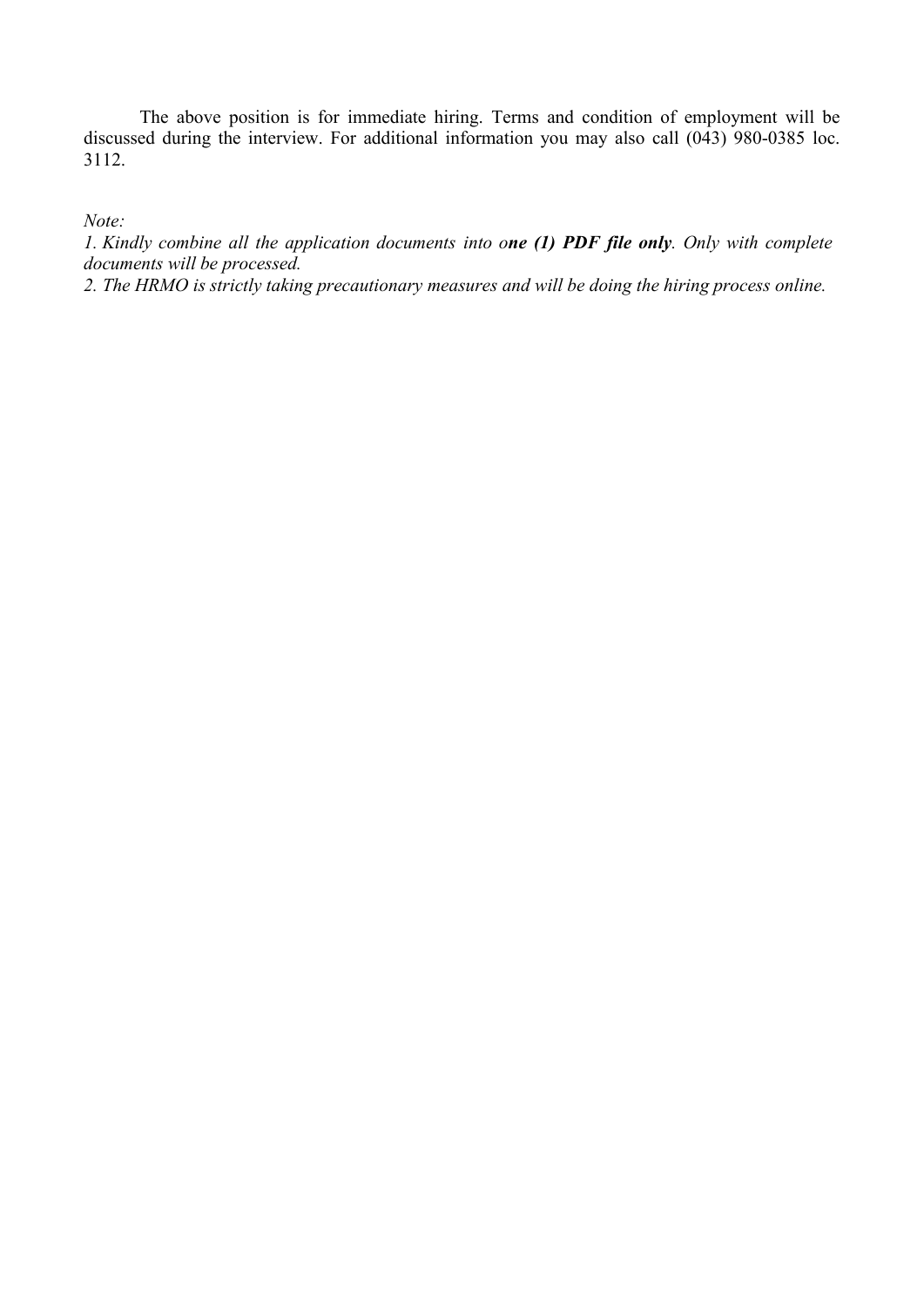The above position is for immediate hiring. Terms and condition of employment will be discussed during the interview. For additional information you may also call (043) 980-0385 loc. 3112.

*Note:*

*1. Kindly combine all the application documents into o**ne (1) PDF file only**. Only with complete documents will be processed.*

*2. The HRMO is strictly taking precautionary measures and will be doing the hiring process online.*